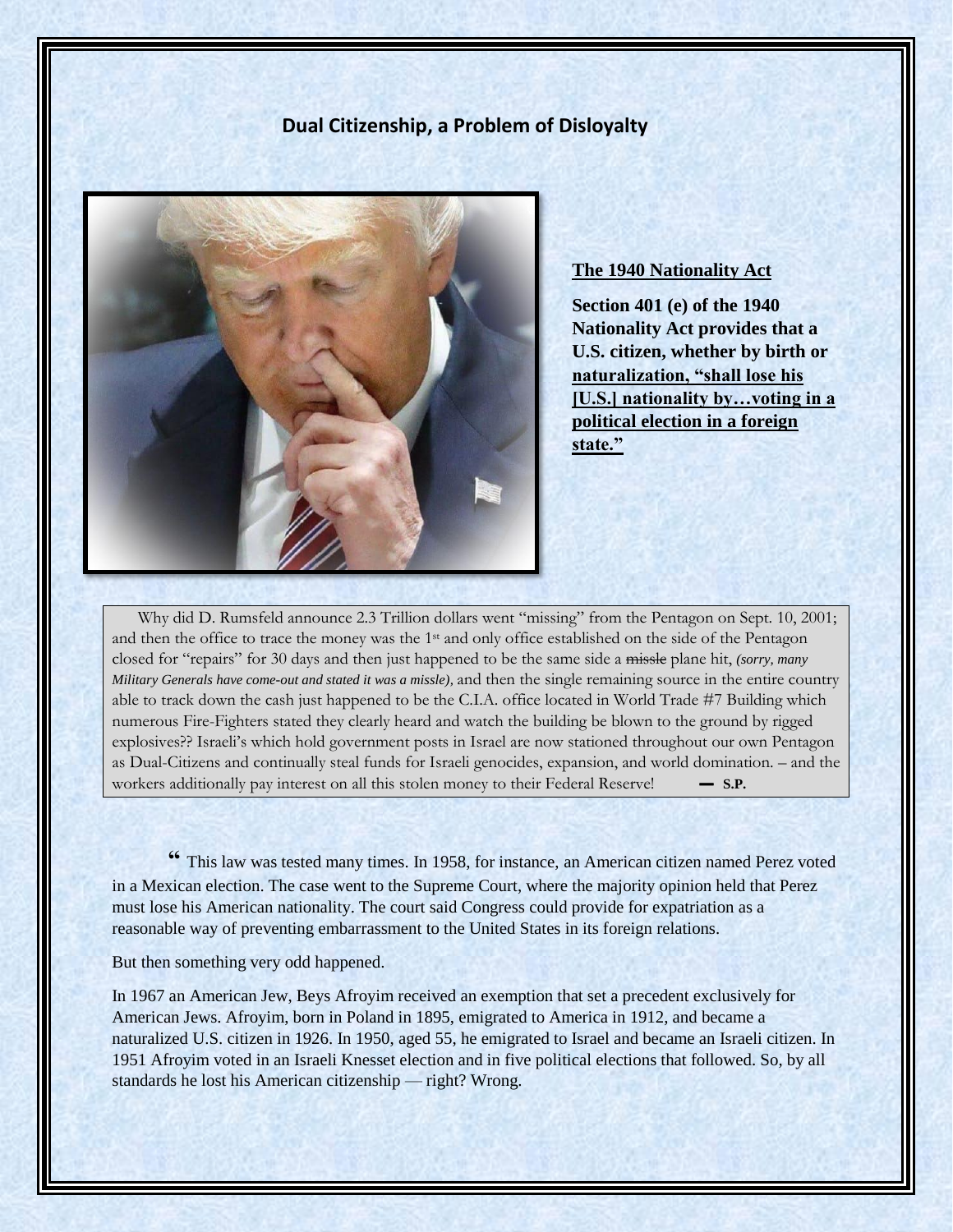## Dual Citizenship, a Problem of Disloyalty

**The 1940 Nationality Act**

**Section 401 (e) of the 1940 Nationality Act provides that a U.S. citizen, whether by birth or naturalization, "shall lose his [U.S.] nationality by…voting in a political election in a foreign state."**

Why did D. Rumsfeld announce 2.3 Trillion dollars went "missing" from the Pentagon on Sept. 10, 2001; and then the office to trace the money was the 1st and only office established on the side of the Pentagon closed for "repairs" for 30 days and then just happened to be the same side a ~~missle~~ plane hit, *(sorry, many Military Generals have come-out and stated it was a missle),* and then the single remaining source in the entire country able to track down the cash just happened to be the C.I.A. office located in World Trade #7 Building which numerous Fire-Fighters stated they clearly heard and watch the building be blown to the ground by rigged explosives?? Israeli's which hold government posts in Israel are now stationed throughout our own Pentagon as Dual-Citizens and continually steal funds for Israeli genocides, expansion, and world domination. – and the workers additionally pay interest on all this stolen money to their Federal Reserve! **— S.P.**

" This law was tested many times. In 1958, for instance, an American citizen named Perez voted in a Mexican election. The case went to the Supreme Court, where the majority opinion held that Perez must lose his American nationality. The court said Congress could provide for expatriation as a reasonable way of preventing embarrassment to the United States in its foreign relations.

But then something very odd happened.

In 1967 an American Jew, Beys Afroyim received an exemption that set a precedent exclusively for American Jews. Afroyim, born in Poland in 1895, emigrated to America in 1912, and became a naturalized U.S. citizen in 1926. In 1950, aged 55, he emigrated to Israel and became an Israeli citizen. In 1951 Afroyim voted in an Israeli Knesset election and in five political elections that followed. So, by all standards he lost his American citizenship — right? Wrong.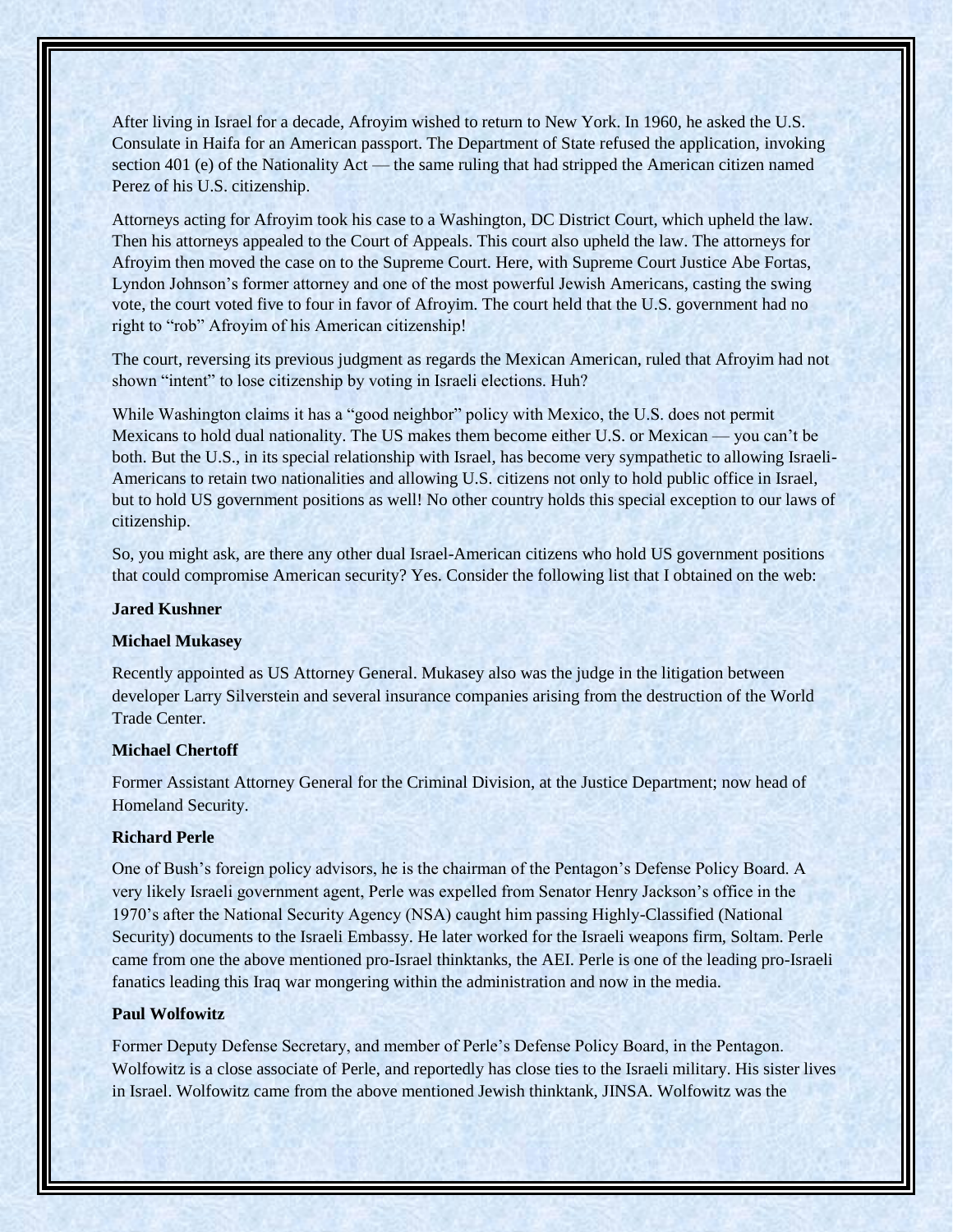After living in Israel for a decade, Afroyim wished to return to New York. In 1960, he asked the U.S. Consulate in Haifa for an American passport. The Department of State refused the application, invoking section 401 (e) of the Nationality Act — the same ruling that had stripped the American citizen named Perez of his U.S. citizenship.

Attorneys acting for Afroyim took his case to a Washington, DC District Court, which upheld the law. Then his attorneys appealed to the Court of Appeals. This court also upheld the law. The attorneys for Afroyim then moved the case on to the Supreme Court. Here, with Supreme Court Justice Abe Fortas, Lyndon Johnson's former attorney and one of the most powerful Jewish Americans, casting the swing vote, the court voted five to four in favor of Afroyim. The court held that the U.S. government had no right to "rob" Afroyim of his American citizenship!

The court, reversing its previous judgment as regards the Mexican American, ruled that Afroyim had not shown "intent" to lose citizenship by voting in Israeli elections. Huh?

While Washington claims it has a "good neighbor" policy with Mexico, the U.S. does not permit Mexicans to hold dual nationality. The US makes them become either U.S. or Mexican — you can't be both. But the U.S., in its special relationship with Israel, has become very sympathetic to allowing Israeli-Americans to retain two nationalities and allowing U.S. citizens not only to hold public office in Israel, but to hold US government positions as well! No other country holds this special exception to our laws of citizenship.

So, you might ask, are there any other dual Israel-American citizens who hold US government positions that could compromise American security? Yes. Consider the following list that I obtained on the web:

**Jared Kushner**

**Michael Mukasey**

Recently appointed as US Attorney General. Mukasey also was the judge in the litigation between developer Larry Silverstein and several insurance companies arising from the destruction of the World Trade Center.

**Michael Chertoff**

Former Assistant Attorney General for the Criminal Division, at the Justice Department; now head of Homeland Security.

**Richard Perle**

One of Bush's foreign policy advisors, he is the chairman of the Pentagon's Defense Policy Board. A very likely Israeli government agent, Perle was expelled from Senator Henry Jackson's office in the 1970's after the National Security Agency (NSA) caught him passing Highly-Classified (National Security) documents to the Israeli Embassy. He later worked for the Israeli weapons firm, Soltam. Perle came from one the above mentioned pro-Israel thinktanks, the AEI. Perle is one of the leading pro-Israeli fanatics leading this Iraq war mongering within the administration and now in the media.

**Paul Wolfowitz**

Former Deputy Defense Secretary, and member of Perle's Defense Policy Board, in the Pentagon. Wolfowitz is a close associate of Perle, and reportedly has close ties to the Israeli military. His sister lives in Israel. Wolfowitz came from the above mentioned Jewish thinktank, JINSA. Wolfowitz was the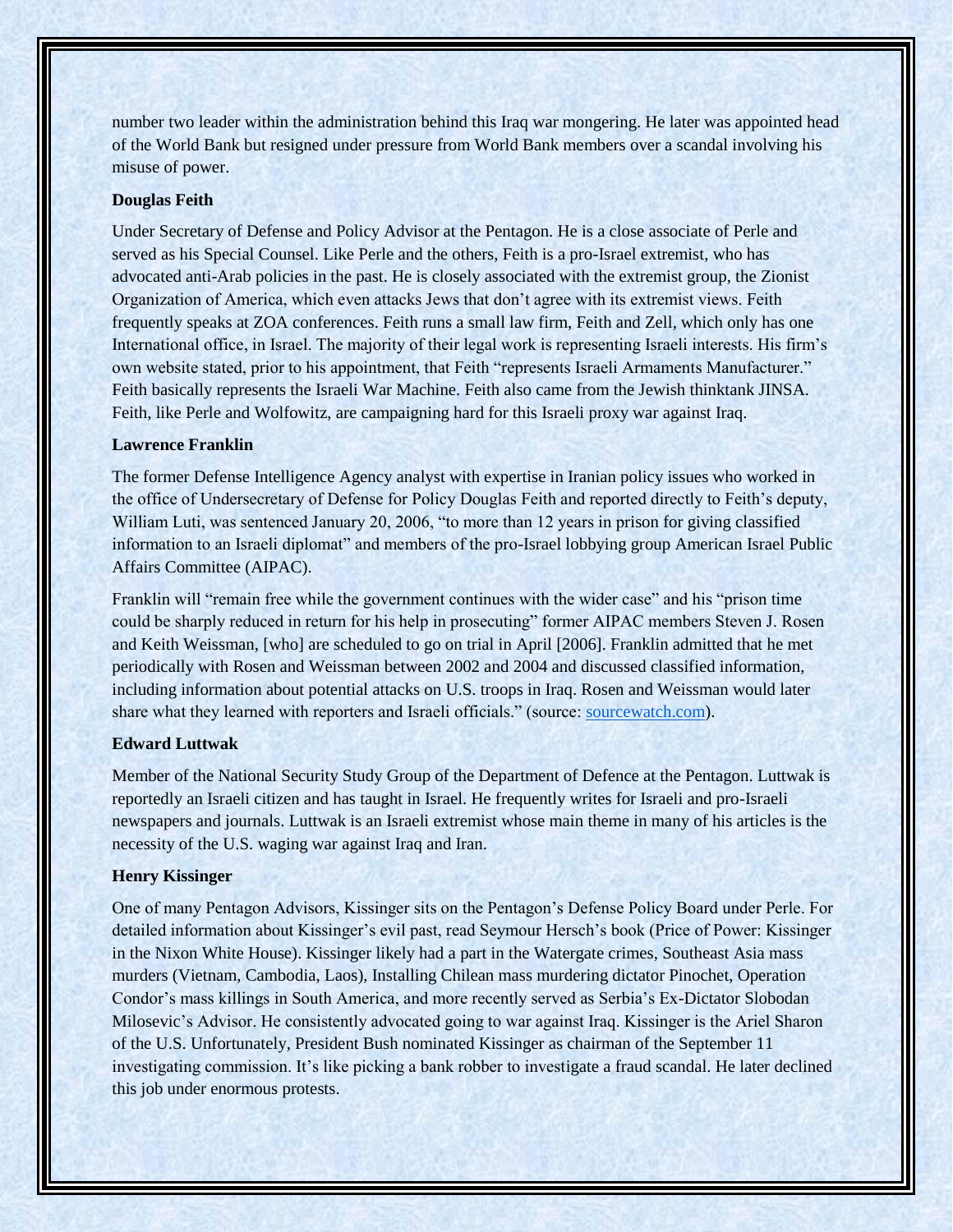number two leader within the administration behind this Iraq war mongering. He later was appointed head of the World Bank but resigned under pressure from World Bank members over a scandal involving his misuse of power.

**Douglas Feith**

Under Secretary of Defense and Policy Advisor at the Pentagon. He is a close associate of Perle and served as his Special Counsel. Like Perle and the others, Feith is a pro-Israel extremist, who has advocated anti-Arab policies in the past. He is closely associated with the extremist group, the Zionist Organization of America, which even attacks Jews that don't agree with its extremist views. Feith frequently speaks at ZOA conferences. Feith runs a small law firm, Feith and Zell, which only has one International office, in Israel. The majority of their legal work is representing Israeli interests. His firm's own website stated, prior to his appointment, that Feith "represents Israeli Armaments Manufacturer." Feith basically represents the Israeli War Machine. Feith also came from the Jewish thinktank JINSA. Feith, like Perle and Wolfowitz, are campaigning hard for this Israeli proxy war against Iraq.

**Lawrence Franklin**

The former Defense Intelligence Agency analyst with expertise in Iranian policy issues who worked in the office of Undersecretary of Defense for Policy Douglas Feith and reported directly to Feith's deputy, William Luti, was sentenced January 20, 2006, "to more than 12 years in prison for giving classified information to an Israeli diplomat" and members of the pro-Israel lobbying group American Israel Public Affairs Committee (AIPAC).

Franklin will "remain free while the government continues with the wider case" and his "prison time could be sharply reduced in return for his help in prosecuting" former AIPAC members Steven J. Rosen and Keith Weissman, [who] are scheduled to go on trial in April [2006]. Franklin admitted that he met periodically with Rosen and Weissman between 2002 and 2004 and discussed classified information, including information about potential attacks on U.S. troops in Iraq. Rosen and Weissman would later share what they learned with reporters and Israeli officials." (source: sourcewatch.com).

**Edward Luttwak**

Member of the National Security Study Group of the Department of Defence at the Pentagon. Luttwak is reportedly an Israeli citizen and has taught in Israel. He frequently writes for Israeli and pro-Israeli newspapers and journals. Luttwak is an Israeli extremist whose main theme in many of his articles is the necessity of the U.S. waging war against Iraq and Iran.

**Henry Kissinger**

One of many Pentagon Advisors, Kissinger sits on the Pentagon's Defense Policy Board under Perle. For detailed information about Kissinger's evil past, read Seymour Hersch's book (Price of Power: Kissinger in the Nixon White House). Kissinger likely had a part in the Watergate crimes, Southeast Asia mass murders (Vietnam, Cambodia, Laos), Installing Chilean mass murdering dictator Pinochet, Operation Condor's mass killings in South America, and more recently served as Serbia's Ex-Dictator Slobodan Milosevic's Advisor. He consistently advocated going to war against Iraq. Kissinger is the Ariel Sharon of the U.S. Unfortunately, President Bush nominated Kissinger as chairman of the September 11 investigating commission. It's like picking a bank robber to investigate a fraud scandal. He later declined this job under enormous protests.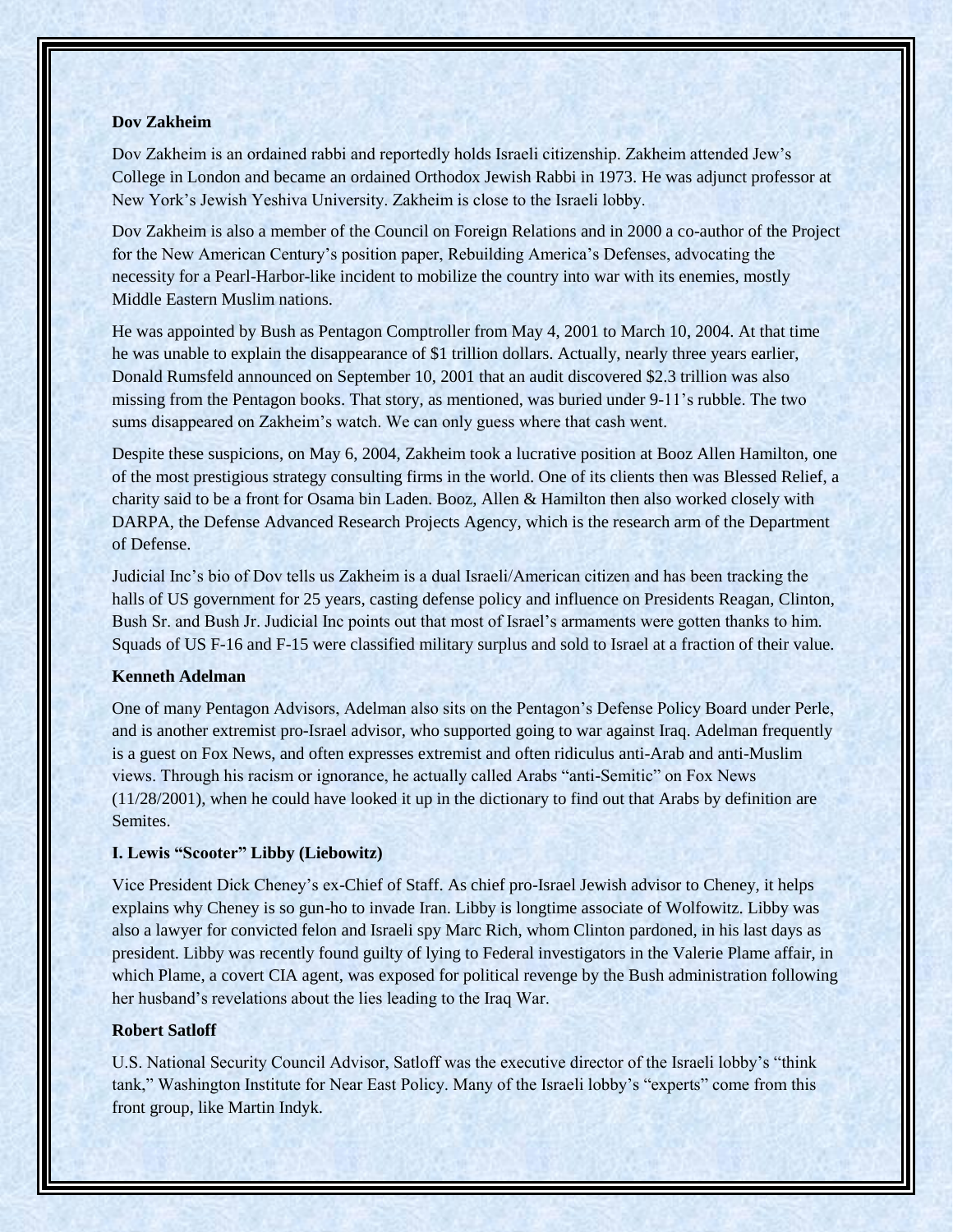**Dov Zakheim**

Dov Zakheim is an ordained rabbi and reportedly holds Israeli citizenship. Zakheim attended Jew's College in London and became an ordained Orthodox Jewish Rabbi in 1973. He was adjunct professor at New York's Jewish Yeshiva University. Zakheim is close to the Israeli lobby.

Dov Zakheim is also a member of the Council on Foreign Relations and in 2000 a co-author of the Project for the New American Century's position paper, Rebuilding America's Defenses, advocating the necessity for a Pearl-Harbor-like incident to mobilize the country into war with its enemies, mostly Middle Eastern Muslim nations.

He was appointed by Bush as Pentagon Comptroller from May 4, 2001 to March 10, 2004. At that time he was unable to explain the disappearance of $1 trillion dollars. Actually, nearly three years earlier, Donald Rumsfeld announced on September 10, 2001 that an audit discovered $2.3 trillion was also missing from the Pentagon books. That story, as mentioned, was buried under 9-11's rubble. The two sums disappeared on Zakheim's watch. We can only guess where that cash went.

Despite these suspicions, on May 6, 2004, Zakheim took a lucrative position at Booz Allen Hamilton, one of the most prestigious strategy consulting firms in the world. One of its clients then was Blessed Relief, a charity said to be a front for Osama bin Laden. Booz, Allen & Hamilton then also worked closely with DARPA, the Defense Advanced Research Projects Agency, which is the research arm of the Department of Defense.

Judicial Inc's bio of Dov tells us Zakheim is a dual Israeli/American citizen and has been tracking the halls of US government for 25 years, casting defense policy and influence on Presidents Reagan, Clinton, Bush Sr. and Bush Jr. Judicial Inc points out that most of Israel's armaments were gotten thanks to him. Squads of US F-16 and F-15 were classified military surplus and sold to Israel at a fraction of their value.

**Kenneth Adelman**

One of many Pentagon Advisors, Adelman also sits on the Pentagon's Defense Policy Board under Perle, and is another extremist pro-Israel advisor, who supported going to war against Iraq. Adelman frequently is a guest on Fox News, and often expresses extremist and often ridiculus anti-Arab and anti-Muslim views. Through his racism or ignorance, he actually called Arabs "anti-Semitic" on Fox News (11/28/2001), when he could have looked it up in the dictionary to find out that Arabs by definition are Semites.

**I. Lewis "Scooter" Libby (Liebowitz)**

Vice President Dick Cheney's ex-Chief of Staff. As chief pro-Israel Jewish advisor to Cheney, it helps explains why Cheney is so gun-ho to invade Iran. Libby is longtime associate of Wolfowitz. Libby was also a lawyer for convicted felon and Israeli spy Marc Rich, whom Clinton pardoned, in his last days as president. Libby was recently found guilty of lying to Federal investigators in the Valerie Plame affair, in which Plame, a covert CIA agent, was exposed for political revenge by the Bush administration following her husband's revelations about the lies leading to the Iraq War.

**Robert Satloff**

U.S. National Security Council Advisor, Satloff was the executive director of the Israeli lobby's "think tank," Washington Institute for Near East Policy. Many of the Israeli lobby's "experts" come from this front group, like Martin Indyk.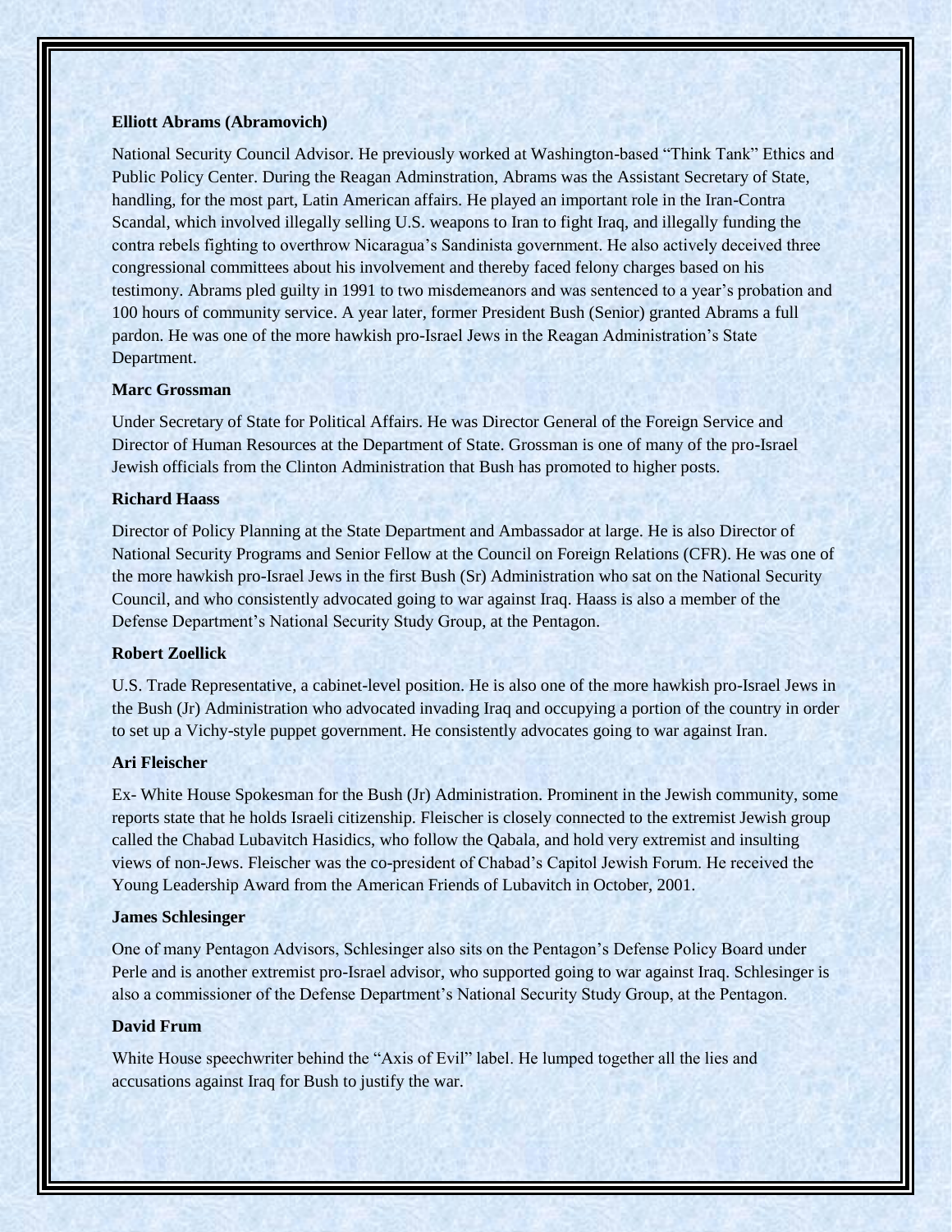**Elliott Abrams (Abramovich)**

National Security Council Advisor. He previously worked at Washington-based "Think Tank" Ethics and Public Policy Center. During the Reagan Adminstration, Abrams was the Assistant Secretary of State, handling, for the most part, Latin American affairs. He played an important role in the Iran-Contra Scandal, which involved illegally selling U.S. weapons to Iran to fight Iraq, and illegally funding the contra rebels fighting to overthrow Nicaragua's Sandinista government. He also actively deceived three congressional committees about his involvement and thereby faced felony charges based on his testimony. Abrams pled guilty in 1991 to two misdemeanors and was sentenced to a year's probation and 100 hours of community service. A year later, former President Bush (Senior) granted Abrams a full pardon. He was one of the more hawkish pro-Israel Jews in the Reagan Administration's State Department.

**Marc Grossman**

Under Secretary of State for Political Affairs. He was Director General of the Foreign Service and Director of Human Resources at the Department of State. Grossman is one of many of the pro-Israel Jewish officials from the Clinton Administration that Bush has promoted to higher posts.

**Richard Haass**

Director of Policy Planning at the State Department and Ambassador at large. He is also Director of National Security Programs and Senior Fellow at the Council on Foreign Relations (CFR). He was one of the more hawkish pro-Israel Jews in the first Bush (Sr) Administration who sat on the National Security Council, and who consistently advocated going to war against Iraq. Haass is also a member of the Defense Department's National Security Study Group, at the Pentagon.

**Robert Zoellick**

U.S. Trade Representative, a cabinet-level position. He is also one of the more hawkish pro-Israel Jews in the Bush (Jr) Administration who advocated invading Iraq and occupying a portion of the country in order to set up a Vichy-style puppet government. He consistently advocates going to war against Iran.

**Ari Fleischer**

Ex- White House Spokesman for the Bush (Jr) Administration. Prominent in the Jewish community, some reports state that he holds Israeli citizenship. Fleischer is closely connected to the extremist Jewish group called the Chabad Lubavitch Hasidics, who follow the Qabala, and hold very extremist and insulting views of non-Jews. Fleischer was the co-president of Chabad's Capitol Jewish Forum. He received the Young Leadership Award from the American Friends of Lubavitch in October, 2001.

**James Schlesinger**

One of many Pentagon Advisors, Schlesinger also sits on the Pentagon's Defense Policy Board under Perle and is another extremist pro-Israel advisor, who supported going to war against Iraq. Schlesinger is also a commissioner of the Defense Department's National Security Study Group, at the Pentagon.

**David Frum**

White House speechwriter behind the "Axis of Evil" label. He lumped together all the lies and accusations against Iraq for Bush to justify the war.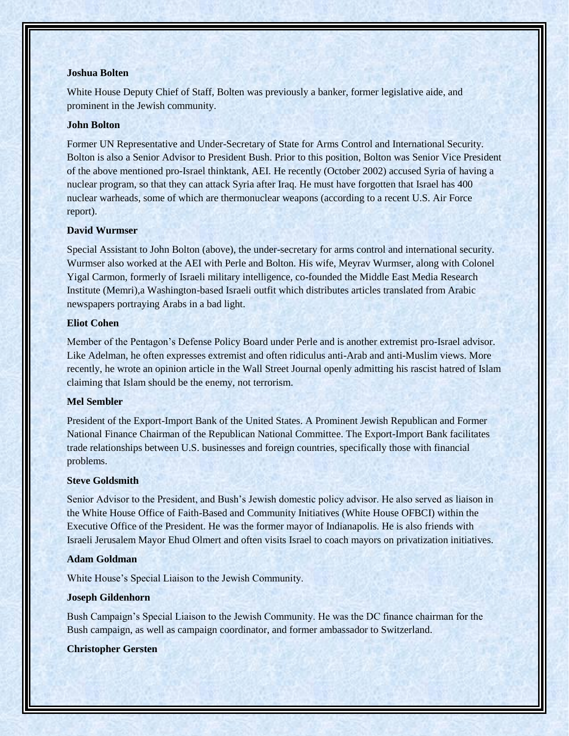**Joshua Bolten**

White House Deputy Chief of Staff, Bolten was previously a banker, former legislative aide, and prominent in the Jewish community.

**John Bolton**

Former UN Representative and Under-Secretary of State for Arms Control and International Security. Bolton is also a Senior Advisor to President Bush. Prior to this position, Bolton was Senior Vice President of the above mentioned pro-Israel thinktank, AEI. He recently (October 2002) accused Syria of having a nuclear program, so that they can attack Syria after Iraq. He must have forgotten that Israel has 400 nuclear warheads, some of which are thermonuclear weapons (according to a recent U.S. Air Force report).

**David Wurmser**

Special Assistant to John Bolton (above), the under-secretary for arms control and international security. Wurmser also worked at the AEI with Perle and Bolton. His wife, Meyrav Wurmser, along with Colonel Yigal Carmon, formerly of Israeli military intelligence, co-founded the Middle East Media Research Institute (Memri),a Washington-based Israeli outfit which distributes articles translated from Arabic newspapers portraying Arabs in a bad light.

**Eliot Cohen**

Member of the Pentagon's Defense Policy Board under Perle and is another extremist pro-Israel advisor. Like Adelman, he often expresses extremist and often ridiculus anti-Arab and anti-Muslim views. More recently, he wrote an opinion article in the Wall Street Journal openly admitting his rascist hatred of Islam claiming that Islam should be the enemy, not terrorism.

**Mel Sembler**

President of the Export-Import Bank of the United States. A Prominent Jewish Republican and Former National Finance Chairman of the Republican National Committee. The Export-Import Bank facilitates trade relationships between U.S. businesses and foreign countries, specifically those with financial problems.

**Steve Goldsmith**

Senior Advisor to the President, and Bush's Jewish domestic policy advisor. He also served as liaison in the White House Office of Faith-Based and Community Initiatives (White House OFBCI) within the Executive Office of the President. He was the former mayor of Indianapolis. He is also friends with Israeli Jerusalem Mayor Ehud Olmert and often visits Israel to coach mayors on privatization initiatives.

**Adam Goldman**

White House's Special Liaison to the Jewish Community.

**Joseph Gildenhorn**

Bush Campaign's Special Liaison to the Jewish Community. He was the DC finance chairman for the Bush campaign, as well as campaign coordinator, and former ambassador to Switzerland.

**Christopher Gersten**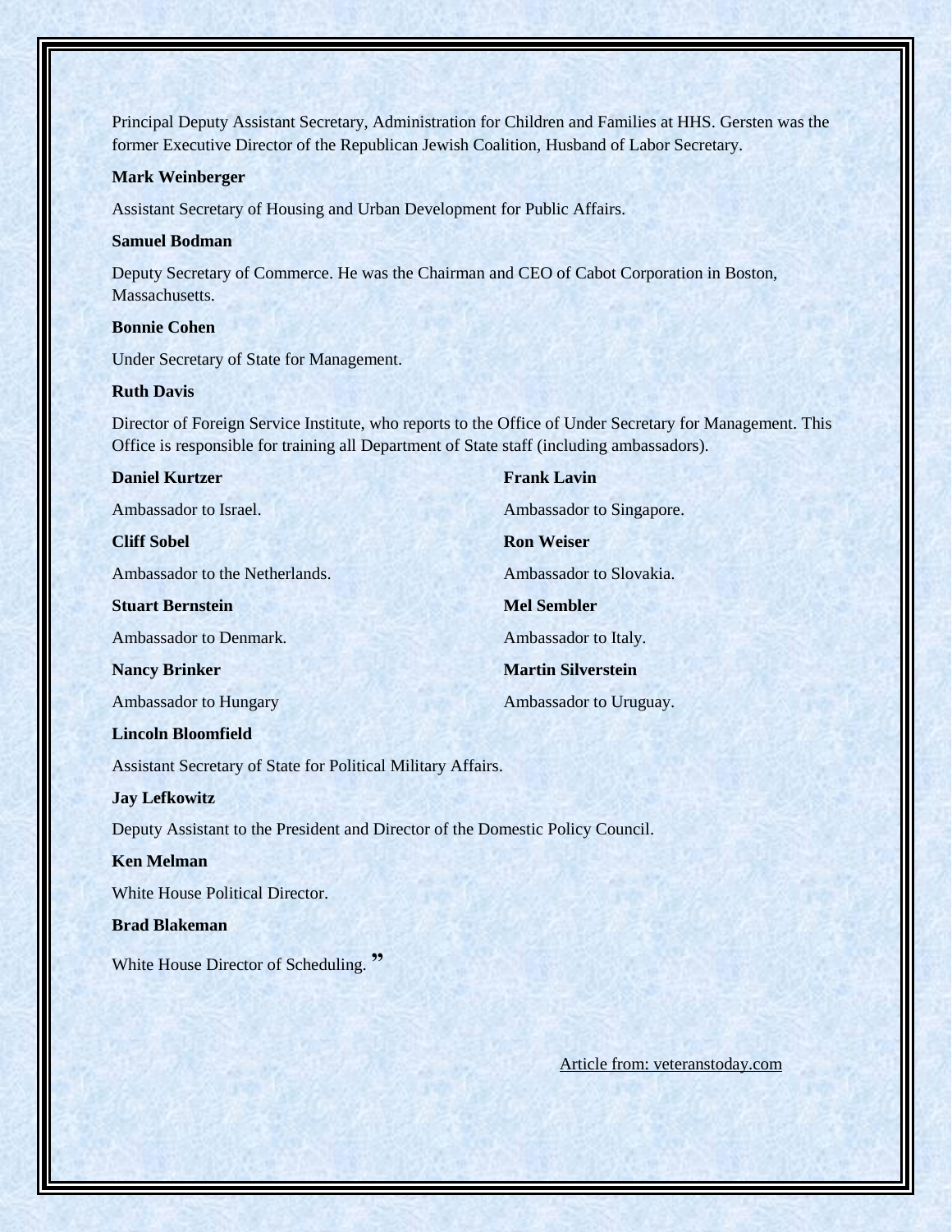Principal Deputy Assistant Secretary, Administration for Children and Families at HHS. Gersten was the former Executive Director of the Republican Jewish Coalition, Husband of Labor Secretary.

**Mark Weinberger**

Assistant Secretary of Housing and Urban Development for Public Affairs.

**Samuel Bodman**

Deputy Secretary of Commerce. He was the Chairman and CEO of Cabot Corporation in Boston, Massachusetts.

**Bonnie Cohen**

Under Secretary of State for Management.

**Ruth Davis**

Director of Foreign Service Institute, who reports to the Office of Under Secretary for Management. This Office is responsible for training all Department of State staff (including ambassadors).

**Daniel Kurtzer**

Ambassador to Israel.

**Cliff Sobel**

Ambassador to the Netherlands.

**Stuart Bernstein**

Ambassador to Denmark.

**Nancy Brinker**

Ambassador to Hungary

**Frank Lavin**

Ambassador to Singapore.

**Ron Weiser**

Ambassador to Slovakia.

**Mel Sembler**

Ambassador to Italy.

**Martin Silverstein**

Ambassador to Uruguay.

**Lincoln Bloomfield**

Assistant Secretary of State for Political Military Affairs.

**Jay Lefkowitz**

Deputy Assistant to the President and Director of the Domestic Policy Council.

**Ken Melman**

White House Political Director.

**Brad Blakeman**

White House Director of Scheduling. ”

Article from: veteranstoday.com